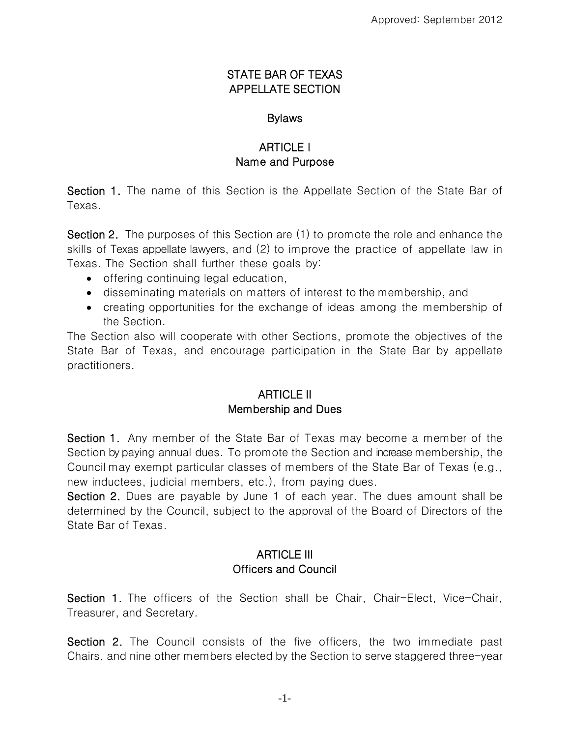Approved: September 2012

# STATE BAR OF TEXAS
# APPELLATE SECTION

## Bylaws

## ARTICLE I
## Name and Purpose

**Section 1.** The name of this Section is the Appellate Section of the State Bar of Texas.

**Section 2.** The purposes of this Section are (1) to promote the role and enhance the skills of Texas appellate lawyers, and (2) to improve the practice of appellate law in Texas. The Section shall further these goals by:

- offering continuing legal education,
- disseminating materials on matters of interest to the membership, and
- creating opportunities for the exchange of ideas among the membership of the Section.

The Section also will cooperate with other Sections, promote the objectives of the State Bar of Texas, and encourage participation in the State Bar by appellate practitioners.

## ARTICLE II
## Membership and Dues

**Section 1.** Any member of the State Bar of Texas may become a member of the Section by paying annual dues. To promote the Section and increase membership, the Council may exempt particular classes of members of the State Bar of Texas (e.g., new inductees, judicial members, etc.), from paying dues.

**Section 2.** Dues are payable by June 1 of each year. The dues amount shall be determined by the Council, subject to the approval of the Board of Directors of the State Bar of Texas.

## ARTICLE III
## Officers and Council

**Section 1.** The officers of the Section shall be Chair, Chair-Elect, Vice-Chair, Treasurer, and Secretary.

**Section 2.** The Council consists of the five officers, the two immediate past Chairs, and nine other members elected by the Section to serve staggered three-year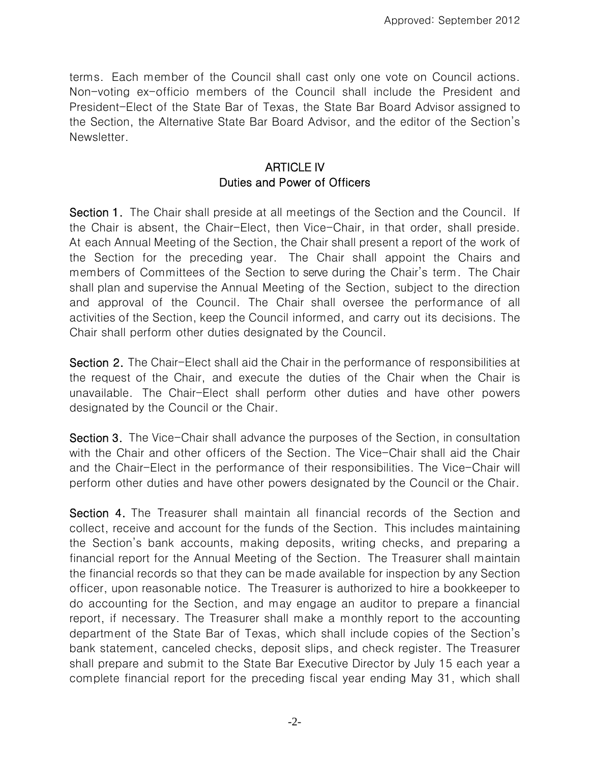terms. Each member of the Council shall cast only one vote on Council actions. Non-voting ex-officio members of the Council shall include the President and President-Elect of the State Bar of Texas, the State Bar Board Advisor assigned to the Section, the Alternative State Bar Board Advisor, and the editor of the Section's Newsletter.

## ARTICLE IV
## Duties and Power of Officers

**Section 1.** The Chair shall preside at all meetings of the Section and the Council. If the Chair is absent, the Chair-Elect, then Vice-Chair, in that order, shall preside. At each Annual Meeting of the Section, the Chair shall present a report of the work of the Section for the preceding year. The Chair shall appoint the Chairs and members of Committees of the Section to serve during the Chair's term. The Chair shall plan and supervise the Annual Meeting of the Section, subject to the direction and approval of the Council. The Chair shall oversee the performance of all activities of the Section, keep the Council informed, and carry out its decisions. The Chair shall perform other duties designated by the Council.

**Section 2.** The Chair-Elect shall aid the Chair in the performance of responsibilities at the request of the Chair, and execute the duties of the Chair when the Chair is unavailable. The Chair-Elect shall perform other duties and have other powers designated by the Council or the Chair.

**Section 3.** The Vice-Chair shall advance the purposes of the Section, in consultation with the Chair and other officers of the Section. The Vice-Chair shall aid the Chair and the Chair-Elect in the performance of their responsibilities. The Vice-Chair will perform other duties and have other powers designated by the Council or the Chair.

**Section 4.** The Treasurer shall maintain all financial records of the Section and collect, receive and account for the funds of the Section. This includes maintaining the Section's bank accounts, making deposits, writing checks, and preparing a financial report for the Annual Meeting of the Section. The Treasurer shall maintain the financial records so that they can be made available for inspection by any Section officer, upon reasonable notice. The Treasurer is authorized to hire a bookkeeper to do accounting for the Section, and may engage an auditor to prepare a financial report, if necessary. The Treasurer shall make a monthly report to the accounting department of the State Bar of Texas, which shall include copies of the Section's bank statement, canceled checks, deposit slips, and check register. The Treasurer shall prepare and submit to the State Bar Executive Director by July 15 each year a complete financial report for the preceding fiscal year ending May 31, which shall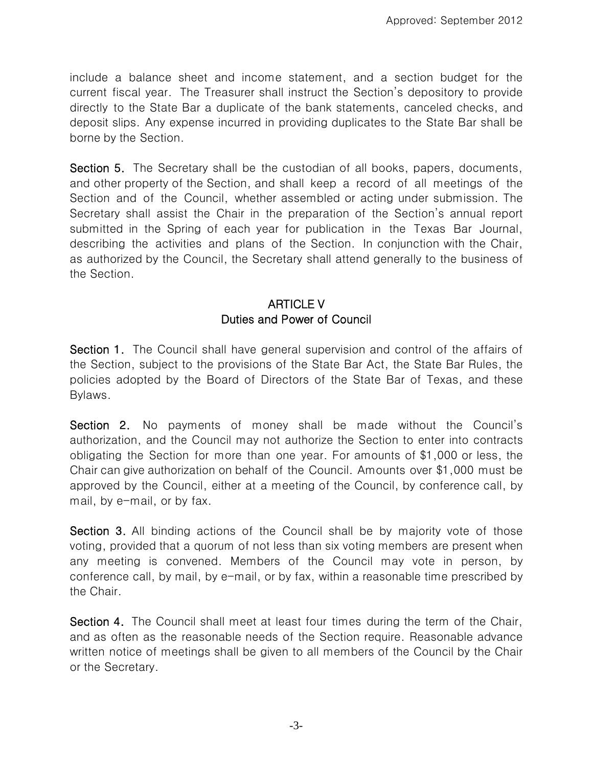include a balance sheet and income statement, and a section budget for the current fiscal year. The Treasurer shall instruct the Section's depository to provide directly to the State Bar a duplicate of the bank statements, canceled checks, and deposit slips. Any expense incurred in providing duplicates to the State Bar shall be borne by the Section.

**Section 5.** The Secretary shall be the custodian of all books, papers, documents, and other property of the Section, and shall keep a record of all meetings of the Section and of the Council, whether assembled or acting under submission. The Secretary shall assist the Chair in the preparation of the Section's annual report submitted in the Spring of each year for publication in the Texas Bar Journal, describing the activities and plans of the Section. In conjunction with the Chair, as authorized by the Council, the Secretary shall attend generally to the business of the Section.

## ARTICLE V
## Duties and Power of Council

**Section 1.** The Council shall have general supervision and control of the affairs of the Section, subject to the provisions of the State Bar Act, the State Bar Rules, the policies adopted by the Board of Directors of the State Bar of Texas, and these Bylaws.

**Section 2.** No payments of money shall be made without the Council's authorization, and the Council may not authorize the Section to enter into contracts obligating the Section for more than one year. For amounts of $1,000 or less, the Chair can give authorization on behalf of the Council. Amounts over $1,000 must be approved by the Council, either at a meeting of the Council, by conference call, by mail, by e-mail, or by fax.

**Section 3.** All binding actions of the Council shall be by majority vote of those voting, provided that a quorum of not less than six voting members are present when any meeting is convened. Members of the Council may vote in person, by conference call, by mail, by e-mail, or by fax, within a reasonable time prescribed by the Chair.

**Section 4.** The Council shall meet at least four times during the term of the Chair, and as often as the reasonable needs of the Section require. Reasonable advance written notice of meetings shall be given to all members of the Council by the Chair or the Secretary.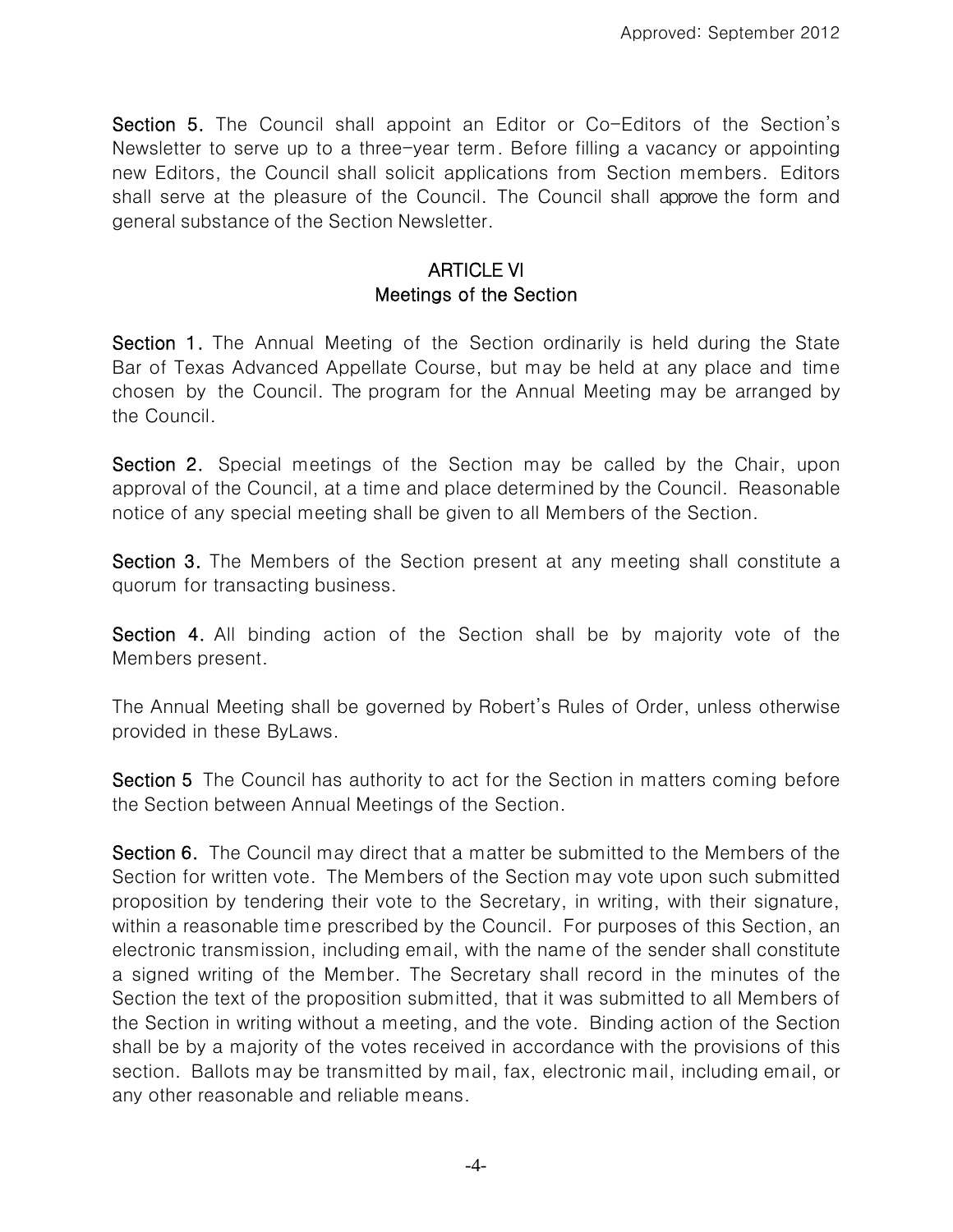**Section 5.** The Council shall appoint an Editor or Co-Editors of the Section's Newsletter to serve up to a three-year term. Before filling a vacancy or appointing new Editors, the Council shall solicit applications from Section members. Editors shall serve at the pleasure of the Council. The Council shall approve the form and general substance of the Section Newsletter.

## ARTICLE VI
## Meetings of the Section

**Section 1.** The Annual Meeting of the Section ordinarily is held during the State Bar of Texas Advanced Appellate Course, but may be held at any place and time chosen by the Council. The program for the Annual Meeting may be arranged by the Council.

**Section 2.** Special meetings of the Section may be called by the Chair, upon approval of the Council, at a time and place determined by the Council. Reasonable notice of any special meeting shall be given to all Members of the Section.

**Section 3.** The Members of the Section present at any meeting shall constitute a quorum for transacting business.

**Section 4.** All binding action of the Section shall be by majority vote of the Members present.

The Annual Meeting shall be governed by Robert's Rules of Order, unless otherwise provided in these ByLaws.

**Section 5** The Council has authority to act for the Section in matters coming before the Section between Annual Meetings of the Section.

**Section 6.** The Council may direct that a matter be submitted to the Members of the Section for written vote. The Members of the Section may vote upon such submitted proposition by tendering their vote to the Secretary, in writing, with their signature, within a reasonable time prescribed by the Council. For purposes of this Section, an electronic transmission, including email, with the name of the sender shall constitute a signed writing of the Member. The Secretary shall record in the minutes of the Section the text of the proposition submitted, that it was submitted to all Members of the Section in writing without a meeting, and the vote. Binding action of the Section shall be by a majority of the votes received in accordance with the provisions of this section. Ballots may be transmitted by mail, fax, electronic mail, including email, or any other reasonable and reliable means.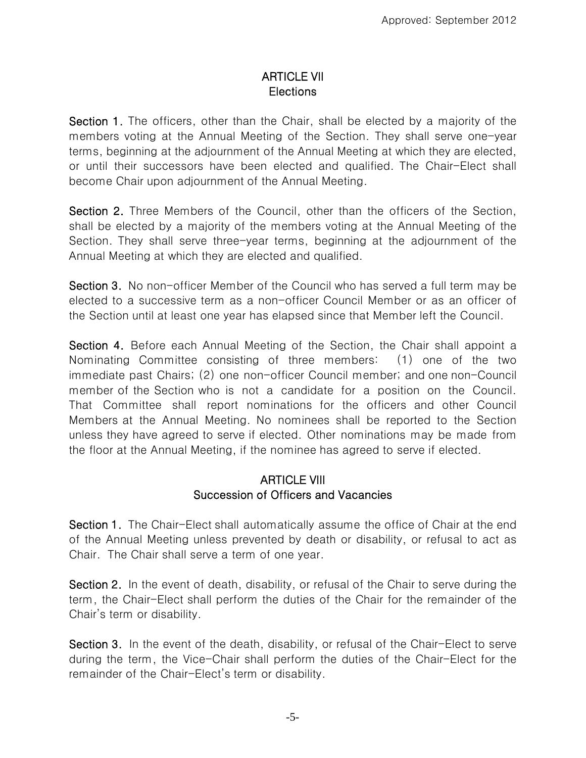## ARTICLE VII
## Elections

**Section 1.** The officers, other than the Chair, shall be elected by a majority of the members voting at the Annual Meeting of the Section. They shall serve one-year terms, beginning at the adjournment of the Annual Meeting at which they are elected, or until their successors have been elected and qualified. The Chair-Elect shall become Chair upon adjournment of the Annual Meeting.

**Section 2.** Three Members of the Council, other than the officers of the Section, shall be elected by a majority of the members voting at the Annual Meeting of the Section. They shall serve three-year terms, beginning at the adjournment of the Annual Meeting at which they are elected and qualified.

**Section 3.** No non-officer Member of the Council who has served a full term may be elected to a successive term as a non-officer Council Member or as an officer of the Section until at least one year has elapsed since that Member left the Council.

**Section 4.** Before each Annual Meeting of the Section, the Chair shall appoint a Nominating Committee consisting of three members: (1) one of the two immediate past Chairs; (2) one non-officer Council member; and one non-Council member of the Section who is not a candidate for a position on the Council. That Committee shall report nominations for the officers and other Council Members at the Annual Meeting. No nominees shall be reported to the Section unless they have agreed to serve if elected. Other nominations may be made from the floor at the Annual Meeting, if the nominee has agreed to serve if elected.

## ARTICLE VIII
## Succession of Officers and Vacancies

**Section 1.** The Chair-Elect shall automatically assume the office of Chair at the end of the Annual Meeting unless prevented by death or disability, or refusal to act as Chair. The Chair shall serve a term of one year.

**Section 2.** In the event of death, disability, or refusal of the Chair to serve during the term, the Chair-Elect shall perform the duties of the Chair for the remainder of the Chair's term or disability.

**Section 3.** In the event of the death, disability, or refusal of the Chair-Elect to serve during the term, the Vice-Chair shall perform the duties of the Chair-Elect for the remainder of the Chair-Elect's term or disability.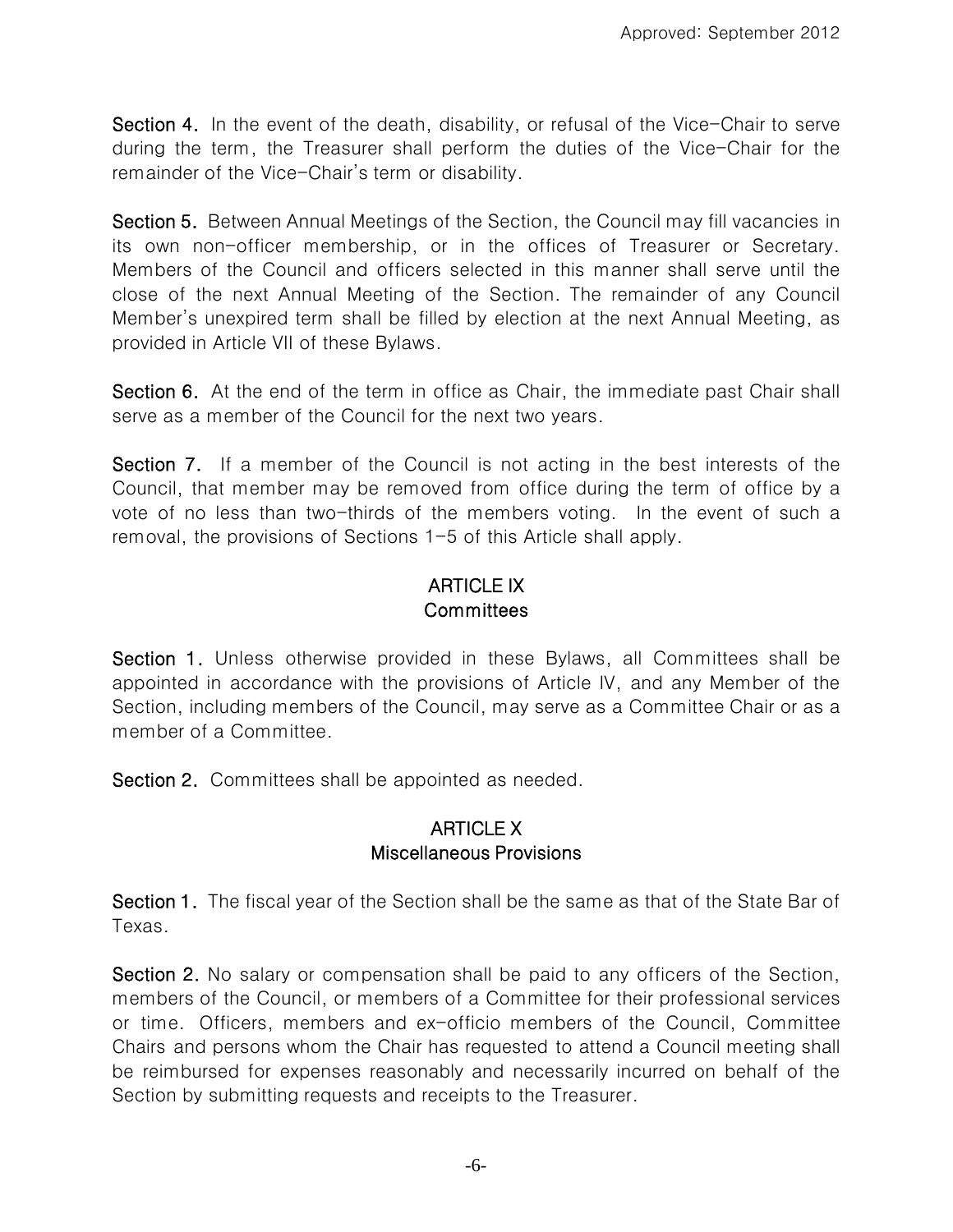**Section 4.** In the event of the death, disability, or refusal of the Vice-Chair to serve during the term, the Treasurer shall perform the duties of the Vice-Chair for the remainder of the Vice-Chair's term or disability.

**Section 5.** Between Annual Meetings of the Section, the Council may fill vacancies in its own non-officer membership, or in the offices of Treasurer or Secretary. Members of the Council and officers selected in this manner shall serve until the close of the next Annual Meeting of the Section. The remainder of any Council Member's unexpired term shall be filled by election at the next Annual Meeting, as provided in Article VII of these Bylaws.

**Section 6.** At the end of the term in office as Chair, the immediate past Chair shall serve as a member of the Council for the next two years.

**Section 7.** If a member of the Council is not acting in the best interests of the Council, that member may be removed from office during the term of office by a vote of no less than two-thirds of the members voting. In the event of such a removal, the provisions of Sections 1-5 of this Article shall apply.

## ARTICLE IX
## Committees

**Section 1.** Unless otherwise provided in these Bylaws, all Committees shall be appointed in accordance with the provisions of Article IV, and any Member of the Section, including members of the Council, may serve as a Committee Chair or as a member of a Committee.

**Section 2.** Committees shall be appointed as needed.

## ARTICLE X
## Miscellaneous Provisions

**Section 1.** The fiscal year of the Section shall be the same as that of the State Bar of Texas.

**Section 2.** No salary or compensation shall be paid to any officers of the Section, members of the Council, or members of a Committee for their professional services or time. Officers, members and ex-officio members of the Council, Committee Chairs and persons whom the Chair has requested to attend a Council meeting shall be reimbursed for expenses reasonably and necessarily incurred on behalf of the Section by submitting requests and receipts to the Treasurer.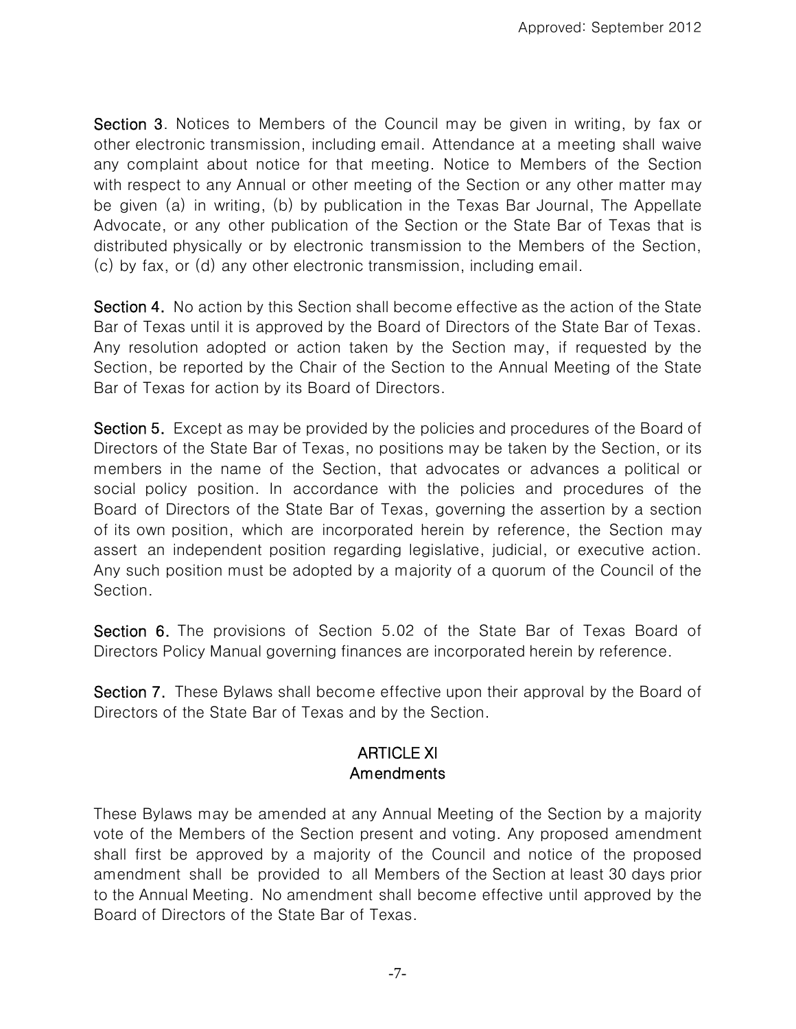**Section 3**. Notices to Members of the Council may be given in writing, by fax or other electronic transmission, including email. Attendance at a meeting shall waive any complaint about notice for that meeting. Notice to Members of the Section with respect to any Annual or other meeting of the Section or any other matter may be given (a) in writing, (b) by publication in the Texas Bar Journal, The Appellate Advocate, or any other publication of the Section or the State Bar of Texas that is distributed physically or by electronic transmission to the Members of the Section, (c) by fax, or (d) any other electronic transmission, including email.

**Section 4.** No action by this Section shall become effective as the action of the State Bar of Texas until it is approved by the Board of Directors of the State Bar of Texas. Any resolution adopted or action taken by the Section may, if requested by the Section, be reported by the Chair of the Section to the Annual Meeting of the State Bar of Texas for action by its Board of Directors.

**Section 5.** Except as may be provided by the policies and procedures of the Board of Directors of the State Bar of Texas, no positions may be taken by the Section, or its members in the name of the Section, that advocates or advances a political or social policy position. In accordance with the policies and procedures of the Board of Directors of the State Bar of Texas, governing the assertion by a section of its own position, which are incorporated herein by reference, the Section may assert an independent position regarding legislative, judicial, or executive action. Any such position must be adopted by a majority of a quorum of the Council of the Section.

**Section 6.** The provisions of Section 5.02 of the State Bar of Texas Board of Directors Policy Manual governing finances are incorporated herein by reference.

**Section 7.** These Bylaws shall become effective upon their approval by the Board of Directors of the State Bar of Texas and by the Section.

## ARTICLE XI
## Amendments

These Bylaws may be amended at any Annual Meeting of the Section by a majority vote of the Members of the Section present and voting. Any proposed amendment shall first be approved by a majority of the Council and notice of the proposed amendment shall be provided to all Members of the Section at least 30 days prior to the Annual Meeting. No amendment shall become effective until approved by the Board of Directors of the State Bar of Texas.